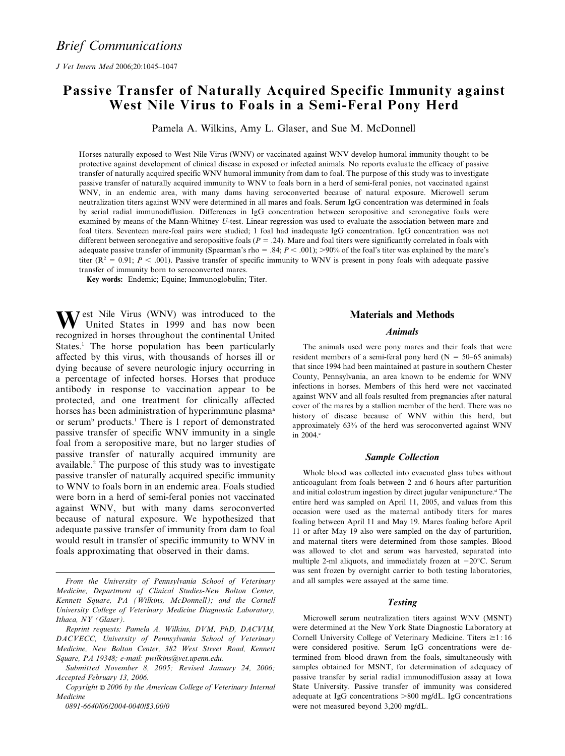*Brief Communications*

# Passive Transfer of Naturally Acquired Specific Immunity against West Nile Virus to Foals in a Semi-Feral Pony Herd

Pamela A. Wilkins, Amy L. Glaser, and Sue M. McDonnell

Horses naturally exposed to West Nile Virus (WNV) or vaccinated against WNV develop humoral immunity thought to be protective against development of clinical disease in exposed or infected animals. No reports evaluate the efficacy of passive transfer of naturally acquired specific WNV humoral immunity from dam to foal. The purpose of this study was to investigate passive transfer of naturally acquired immunity to WNV to foals born in a herd of semi-feral ponies, not vaccinated against WNV, in an endemic area, with many dams having seroconverted because of natural exposure. Microwell serum neutralization titers against WNV were determined in all mares and foals. Serum IgG concentration was determined in foals by serial radial immunodiffusion. Differences in IgG concentration between seropositive and seronegative foals were examined by means of the Mann-Whitney *U*-test. Linear regression was used to evaluate the association between mare and foal titers. Seventeen mare-foal pairs were studied; 1 foal had inadequate IgG concentration. IgG concentration was not different between seronegative and seropositive foals ($P = .24$). Mare and foal titers were significantly correlated in foals with adequate passive transfer of immunity (Spearman's rho = .84; $P < .001$); >90% of the foal's titer was explained by the mare's titer ($R^2 = 0.91$; $P < .001$). Passive transfer of specific immunity to WNV is present in pony foals with adequate passive transfer of immunity born to seroconverted mares.

**Key words:** Endemic; Equine; Immunoglobulin; Titer.

West Nile Virus (WNV) was introduced to the United States in 1999 and has now been recognized in horses throughout the continental United States.[1] The horse population has been particularly affected by this virus, with thousands of horses ill or dying because of severe neurologic injury occurring in a percentage of infected horses. Horses that produce antibody in response to vaccination appear to be protected, and one treatment for clinically affected horses has been administration of hyperimmune plasma[a] or serum[b] products.[1] There is 1 report of demonstrated passive transfer of specific WNV immunity in a single foal from a seropositive mare, but no larger studies of passive transfer of naturally acquired immunity are available.[2] The purpose of this study was to investigate passive transfer of naturally acquired specific immunity to WNV to foals born in an endemic area. Foals studied were born in a herd of semi-feral ponies not vaccinated against WNV, but with many dams seroconverted because of natural exposure. We hypothesized that adequate passive transfer of immunity from dam to foal would result in transfer of specific immunity to WNV in foals approximating that observed in their dams.

From the University of Pennsylvania School of Veterinary Medicine, Department of Clinical Studies-New Bolton Center, Kennett Square, PA (Wilkins, McDonnell); and the Cornell University College of Veterinary Medicine Diagnostic Laboratory, Ithaca, NY (Glaser).

Reprint requests: Pamela A. Wilkins, DVM, PhD, DACVIM, DACVECC, University of Pennsylvania School of Veterinary Medicine, New Bolton Center, 382 West Street Road, Kennett Square, PA 19348; e-mail: pwilkins@vet.upenn.edu.

Submitted November 8, 2005; Revised January 24, 2006; Accepted February 13, 2006.

Copyright © 2006 by the American College of Veterinary Internal Medicine

0891-6640/06/2004-0040/$3.00/0

## Materials and Methods

### Animals

The animals used were pony mares and their foals that were resident members of a semi-feral pony herd (N = 50–65 animals) that since 1994 had been maintained at pasture in southern Chester County, Pennsylvania, an area known to be endemic for WNV infections in horses. Members of this herd were not vaccinated against WNV and all foals resulted from pregnancies after natural cover of the mares by a stallion member of the herd. There was no history of disease because of WNV within this herd, but approximately 63% of the herd was seroconverted against WNV in 2004.[c]

### Sample Collection

Whole blood was collected into evacuated glass tubes without anticoagulant from foals between 2 and 6 hours after parturition and initial colostrum ingestion by direct jugular venipuncture.[d] The entire herd was sampled on April 11, 2005, and values from this occasion were used as the maternal antibody titers for mares foaling between April 11 and May 19. Mares foaling before April 11 or after May 19 also were sampled on the day of parturition, and maternal titers were determined from those samples. Blood was allowed to clot and serum was harvested, separated into multiple 2-ml aliquots, and immediately frozen at −20°C. Serum was sent frozen by overnight carrier to both testing laboratories, and all samples were assayed at the same time.

### Testing

Microwell serum neutralization titers against WNV (MSNT) were determined at the New York State Diagnostic Laboratory at Cornell University College of Veterinary Medicine. Titers ≥1 : 16 were considered positive. Serum IgG concentrations were determined from blood drawn from the foals, simultaneously with samples obtained for MSNT, for determination of adequacy of passive transfer by serial radial immunodiffusion assay at Iowa State University. Passive transfer of immunity was considered adequate at IgG concentrations >800 mg/dL. IgG concentrations were not measured beyond 3,200 mg/dL.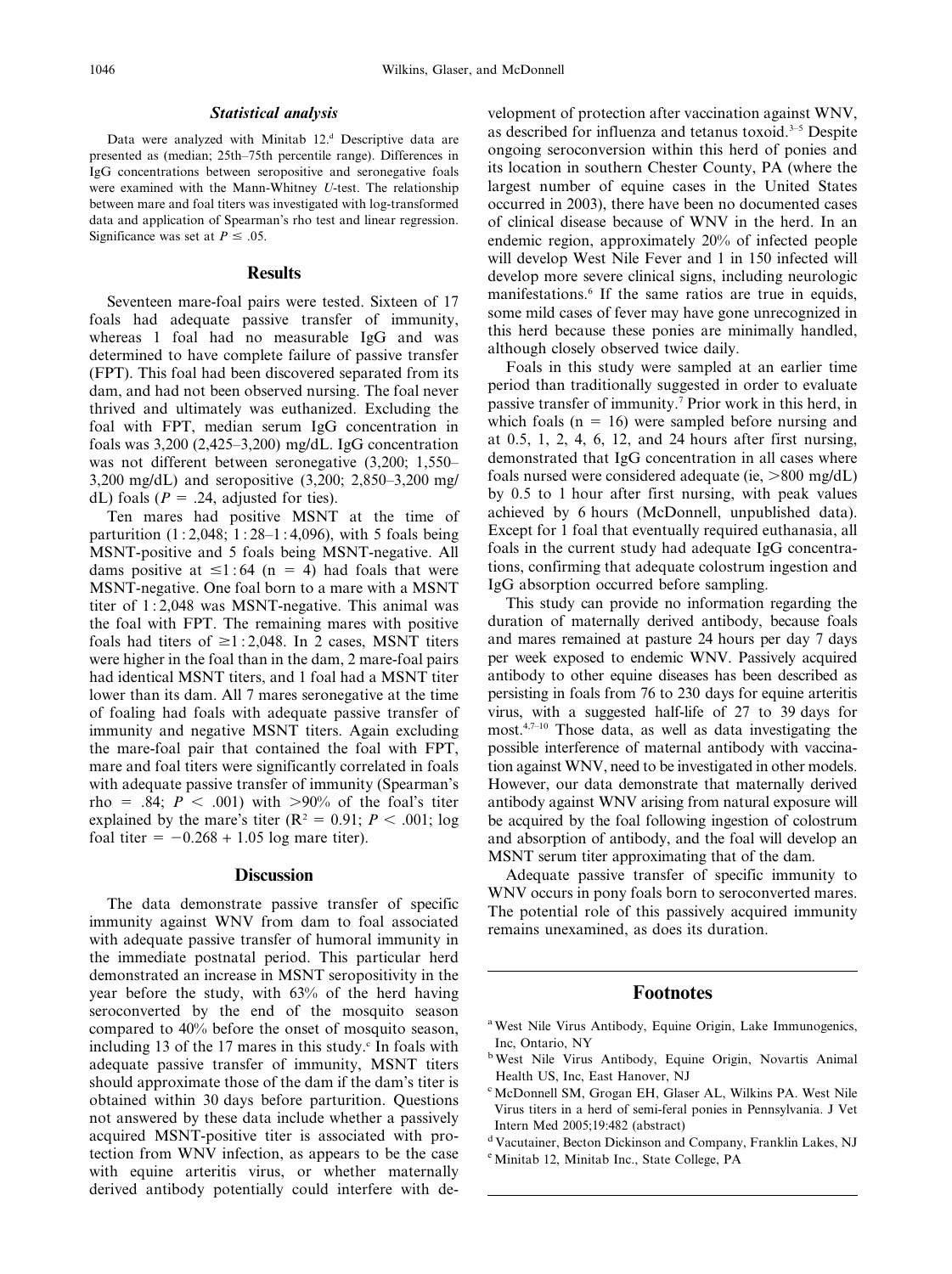### *Statistical analysis*

Data were analyzed with Minitab 12.[d] Descriptive data are presented as (median; 25th–75th percentile range). Differences in IgG concentrations between seropositive and seronegative foals were examined with the Mann-Whitney *U*-test. The relationship between mare and foal titers was investigated with log-transformed data and application of Spearman's rho test and linear regression. Significance was set at $P \leq .05$.

## Results

Seventeen mare-foal pairs were tested. Sixteen of 17 foals had adequate passive transfer of immunity, whereas 1 foal had no measurable IgG and was determined to have complete failure of passive transfer (FPT). This foal had been discovered separated from its dam, and had not been observed nursing. The foal never thrived and ultimately was euthanized. Excluding the foal with FPT, median serum IgG concentration in foals was 3,200 (2,425–3,200) mg/dL. IgG concentration was not different between seronegative (3,200; 1,550–3,200 mg/dL) and seropositive (3,200; 2,850–3,200 mg/dL) foals ($P = .24$, adjusted for ties).

Ten mares had positive MSNT at the time of parturition (1 : 2,048; 1 : 28–1 : 4,096), with 5 foals being MSNT-positive and 5 foals being MSNT-negative. All dams positive at $\leq$1 : 64 (n = 4) had foals that were MSNT-negative. One foal born to a mare with a MSNT titer of 1 : 2,048 was MSNT-negative. This animal was the foal with FPT. The remaining mares with positive foals had titers of $\geq$1 : 2,048. In 2 cases, MSNT titers were higher in the foal than in the dam, 2 mare-foal pairs had identical MSNT titers, and 1 foal had a MSNT titer lower than its dam. All 7 mares seronegative at the time of foaling had foals with adequate passive transfer of immunity and negative MSNT titers. Again excluding the mare-foal pair that contained the foal with FPT, mare and foal titers were significantly correlated in foals with adequate passive transfer of immunity (Spearman's rho = .84; $P < .001$) with >90% of the foal's titer explained by the mare's titer ($R^2 = 0.91$; $P < .001$; log foal titer = $-0.268 + 1.05$ log mare titer).

## Discussion

The data demonstrate passive transfer of specific immunity against WNV from dam to foal associated with adequate passive transfer of humoral immunity in the immediate postnatal period. This particular herd demonstrated an increase in MSNT seropositivity in the year before the study, with 63% of the herd having seroconverted by the end of the mosquito season compared to 40% before the onset of mosquito season, including 13 of the 17 mares in this study.[c] In foals with adequate passive transfer of immunity, MSNT titers should approximate those of the dam if the dam's titer is obtained within 30 days before parturition. Questions not answered by these data include whether a passively acquired MSNT-positive titer is associated with protection from WNV infection, as appears to be the case with equine arteritis virus, or whether maternally derived antibody potentially could interfere with development of protection after vaccination against WNV, as described for influenza and tetanus toxoid.[3–5] Despite ongoing seroconversion within this herd of ponies and its location in southern Chester County, PA (where the largest number of equine cases in the United States occurred in 2003), there have been no documented cases of clinical disease because of WNV in the herd. In an endemic region, approximately 20% of infected people will develop West Nile Fever and 1 in 150 infected will develop more severe clinical signs, including neurologic manifestations.[6] If the same ratios are true in equids, some mild cases of fever may have gone unrecognized in this herd because these ponies are minimally handled, although closely observed twice daily.

Foals in this study were sampled at an earlier time period than traditionally suggested in order to evaluate passive transfer of immunity.[7] Prior work in this herd, in which foals (n = 16) were sampled before nursing and at 0.5, 1, 2, 4, 6, 12, and 24 hours after first nursing, demonstrated that IgG concentration in all cases where foals nursed were considered adequate (ie, >800 mg/dL) by 0.5 to 1 hour after first nursing, with peak values achieved by 6 hours (McDonnell, unpublished data). Except for 1 foal that eventually required euthanasia, all foals in the current study had adequate IgG concentrations, confirming that adequate colostrum ingestion and IgG absorption occurred before sampling.

This study can provide no information regarding the duration of maternally derived antibody, because foals and mares remained at pasture 24 hours per day 7 days per week exposed to endemic WNV. Passively acquired antibody to other equine diseases has been described as persisting in foals from 76 to 230 days for equine arteritis virus, with a suggested half-life of 27 to 39 days for most.[4,7–10] Those data, as well as data investigating the possible interference of maternal antibody with vaccination against WNV, need to be investigated in other models. However, our data demonstrate that maternally derived antibody against WNV arising from natural exposure will be acquired by the foal following ingestion of colostrum and absorption of antibody, and the foal will develop an MSNT serum titer approximating that of the dam.

Adequate passive transfer of specific immunity to WNV occurs in pony foals born to seroconverted mares. The potential role of this passively acquired immunity remains unexamined, as does its duration.

## Footnotes

[a] West Nile Virus Antibody, Equine Origin, Lake Immunogenics, Inc, Ontario, NY

[b] West Nile Virus Antibody, Equine Origin, Novartis Animal Health US, Inc, East Hanover, NJ

[c] McDonnell SM, Grogan EH, Glaser AL, Wilkins PA. West Nile Virus titers in a herd of semi-feral ponies in Pennsylvania. J Vet Intern Med 2005;19:482 (abstract)

[d] Vacutainer, Becton Dickinson and Company, Franklin Lakes, NJ

[e] Minitab 12, Minitab Inc., State College, PA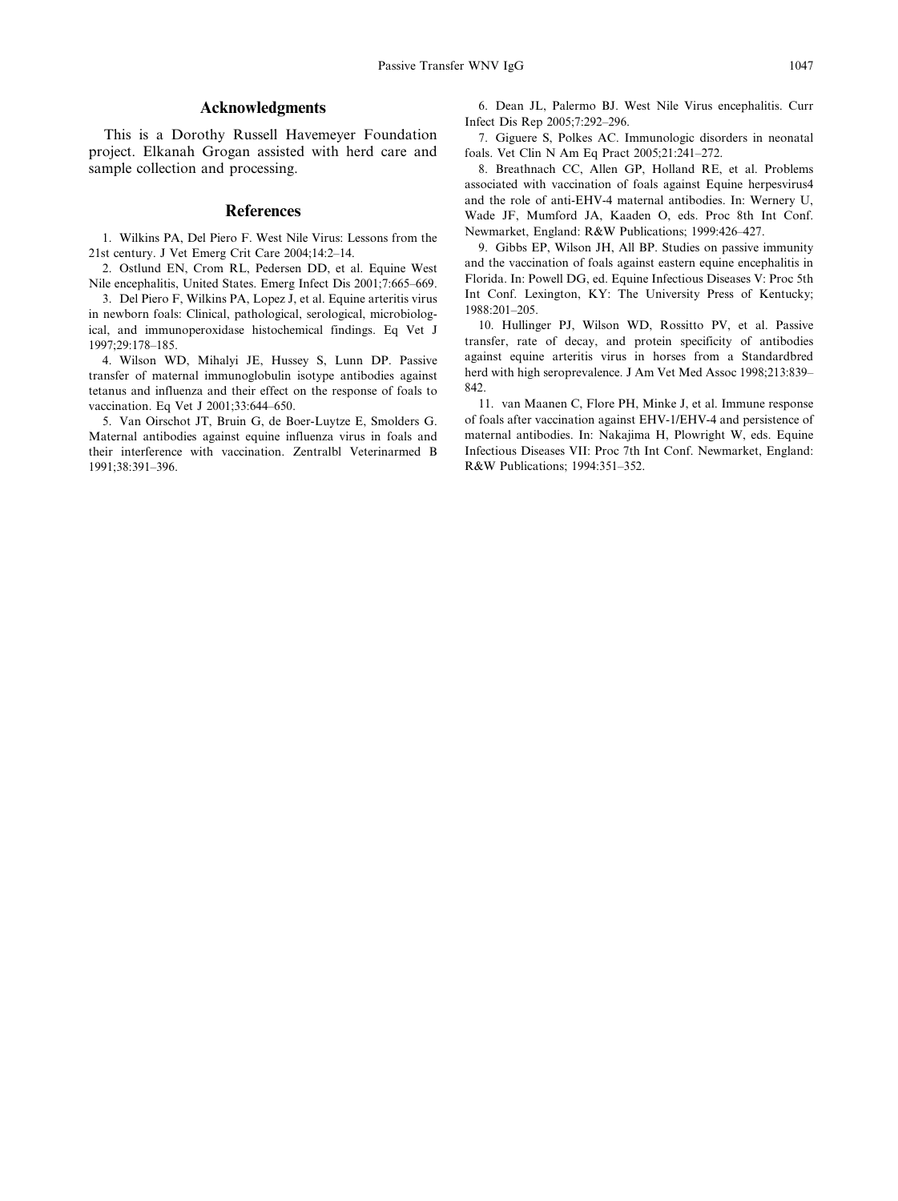## Acknowledgments

This is a Dorothy Russell Havemeyer Foundation project. Elkanah Grogan assisted with herd care and sample collection and processing.

## References

1. Wilkins PA, Del Piero F. West Nile Virus: Lessons from the 21st century. J Vet Emerg Crit Care 2004;14:2–14.

2. Ostlund EN, Crom RL, Pedersen DD, et al. Equine West Nile encephalitis, United States. Emerg Infect Dis 2001;7:665–669.

3. Del Piero F, Wilkins PA, Lopez J, et al. Equine arteritis virus in newborn foals: Clinical, pathological, serological, microbiological, and immunoperoxidase histochemical findings. Eq Vet J 1997;29:178–185.

4. Wilson WD, Mihalyi JE, Hussey S, Lunn DP. Passive transfer of maternal immunoglobulin isotype antibodies against tetanus and influenza and their effect on the response of foals to vaccination. Eq Vet J 2001;33:644–650.

5. Van Oirschot JT, Bruin G, de Boer-Luytze E, Smolders G. Maternal antibodies against equine influenza virus in foals and their interference with vaccination. Zentralbl Veterinarmed B 1991;38:391–396.

6. Dean JL, Palermo BJ. West Nile Virus encephalitis. Curr Infect Dis Rep 2005;7:292–296.

7. Giguere S, Polkes AC. Immunologic disorders in neonatal foals. Vet Clin N Am Eq Pract 2005;21:241–272.

8. Breathnach CC, Allen GP, Holland RE, et al. Problems associated with vaccination of foals against Equine herpesvirus4 and the role of anti-EHV-4 maternal antibodies. In: Wernery U, Wade JF, Mumford JA, Kaaden O, eds. Proc 8th Int Conf. Newmarket, England: R&W Publications; 1999:426–427.

9. Gibbs EP, Wilson JH, All BP. Studies on passive immunity and the vaccination of foals against eastern equine encephalitis in Florida. In: Powell DG, ed. Equine Infectious Diseases V: Proc 5th Int Conf. Lexington, KY: The University Press of Kentucky; 1988:201–205.

10. Hullinger PJ, Wilson WD, Rossitto PV, et al. Passive transfer, rate of decay, and protein specificity of antibodies against equine arteritis virus in horses from a Standardbred herd with high seroprevalence. J Am Vet Med Assoc 1998;213:839–842.

11. van Maanen C, Flore PH, Minke J, et al. Immune response of foals after vaccination against EHV-1/EHV-4 and persistence of maternal antibodies. In: Nakajima H, Plowright W, eds. Equine Infectious Diseases VII: Proc 7th Int Conf. Newmarket, England: R&W Publications; 1994:351–352.